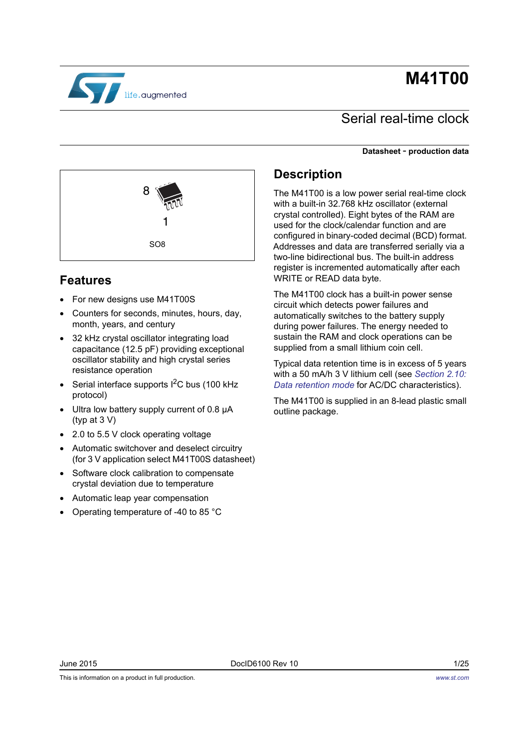# M41T00

## Serial real-time clock

**Datasheet - production data**

8

1

SO8

## Features

- For new designs use M41T00S
- Counters for seconds, minutes, hours, day, month, years, and century
- 32 kHz crystal oscillator integrating load capacitance (12.5 pF) providing exceptional oscillator stability and high crystal series resistance operation
- Serial interface supports $I^2C$ bus (100 kHz protocol)
- Ultra low battery supply current of 0.8 µA (typ at 3 V)
- 2.0 to 5.5 V clock operating voltage
- Automatic switchover and deselect circuitry (for 3 V application select M41T00S datasheet)
- Software clock calibration to compensate crystal deviation due to temperature
- Automatic leap year compensation
- Operating temperature of -40 to 85 °C

## Description

The M41T00 is a low power serial real-time clock with a built-in 32.768 kHz oscillator (external crystal controlled). Eight bytes of the RAM are used for the clock/calendar function and are configured in binary-coded decimal (BCD) format. Addresses and data are transferred serially via a two-line bidirectional bus. The built-in address register is incremented automatically after each WRITE or READ data byte.

The M41T00 clock has a built-in power sense circuit which detects power failures and automatically switches to the battery supply during power failures. The energy needed to sustain the RAM and clock operations can be supplied from a small lithium coin cell.

Typical data retention time is in excess of 5 years with a 50 mA/h 3 V lithium cell (see *Section 2.10: Data retention mode* for AC/DC characteristics).

The M41T00 is supplied in an 8-lead plastic small outline package.

This is information on a product in full production.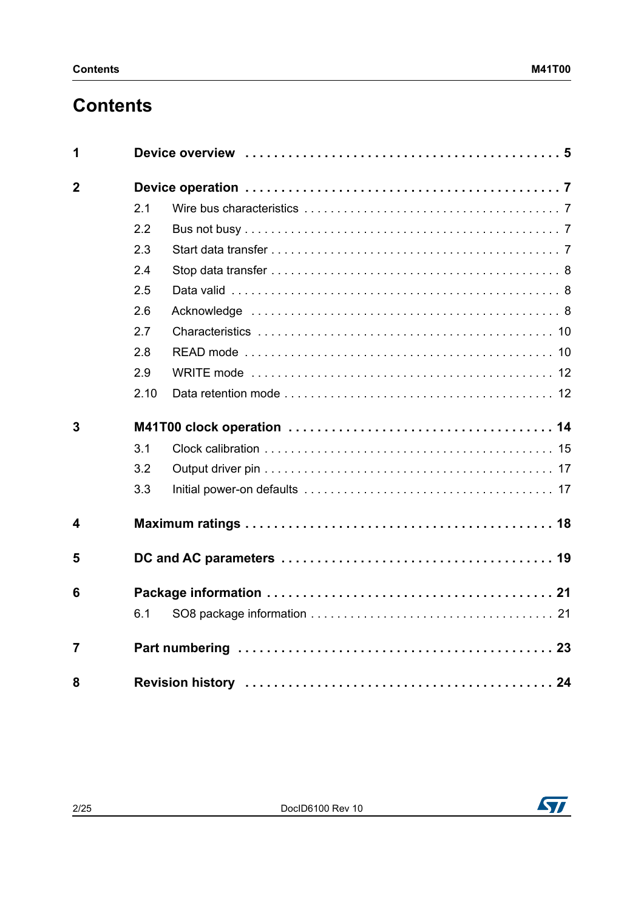# Contents

1 Device overview . . . . . . . . . . . . . . . . . . . . . . . . . . . . . . . . . . . . . . . . . . 5

2 Device operation . . . . . . . . . . . . . . . . . . . . . . . . . . . . . . . . . . . . . . . . . . 7

- 2.1 Wire bus characteristics . . . . . . . . . . . . . . . . . . . . . . . . . . . . . . . . . . . . 7
- 2.2 Bus not busy . . . . . . . . . . . . . . . . . . . . . . . . . . . . . . . . . . . . . . . . . . . . . 7
- 2.3 Start data transfer . . . . . . . . . . . . . . . . . . . . . . . . . . . . . . . . . . . . . . . . . 7
- 2.4 Stop data transfer . . . . . . . . . . . . . . . . . . . . . . . . . . . . . . . . . . . . . . . . . 8
- 2.5 Data valid . . . . . . . . . . . . . . . . . . . . . . . . . . . . . . . . . . . . . . . . . . . . . . . 8
- 2.6 Acknowledge . . . . . . . . . . . . . . . . . . . . . . . . . . . . . . . . . . . . . . . . . . . . 8
- 2.7 Characteristics . . . . . . . . . . . . . . . . . . . . . . . . . . . . . . . . . . . . . . . . . . 10
- 2.8 READ mode . . . . . . . . . . . . . . . . . . . . . . . . . . . . . . . . . . . . . . . . . . . . 10
- 2.9 WRITE mode . . . . . . . . . . . . . . . . . . . . . . . . . . . . . . . . . . . . . . . . . . . 12
- 2.10 Data retention mode . . . . . . . . . . . . . . . . . . . . . . . . . . . . . . . . . . . . . . 12

3 M41T00 clock operation . . . . . . . . . . . . . . . . . . . . . . . . . . . . . . . . . . . 14

- 3.1 Clock calibration . . . . . . . . . . . . . . . . . . . . . . . . . . . . . . . . . . . . . . . . . 15
- 3.2 Output driver pin . . . . . . . . . . . . . . . . . . . . . . . . . . . . . . . . . . . . . . . . . 17
- 3.3 Initial power-on defaults . . . . . . . . . . . . . . . . . . . . . . . . . . . . . . . . . . . 17

4 Maximum ratings . . . . . . . . . . . . . . . . . . . . . . . . . . . . . . . . . . . . . . . . . 18

5 DC and AC parameters . . . . . . . . . . . . . . . . . . . . . . . . . . . . . . . . . . . . 19

6 Package information . . . . . . . . . . . . . . . . . . . . . . . . . . . . . . . . . . . . . . 21

- 6.1 SO8 package information . . . . . . . . . . . . . . . . . . . . . . . . . . . . . . . . . . 21

7 Part numbering . . . . . . . . . . . . . . . . . . . . . . . . . . . . . . . . . . . . . . . . . . 23

8 Revision history . . . . . . . . . . . . . . . . . . . . . . . . . . . . . . . . . . . . . . . . . 24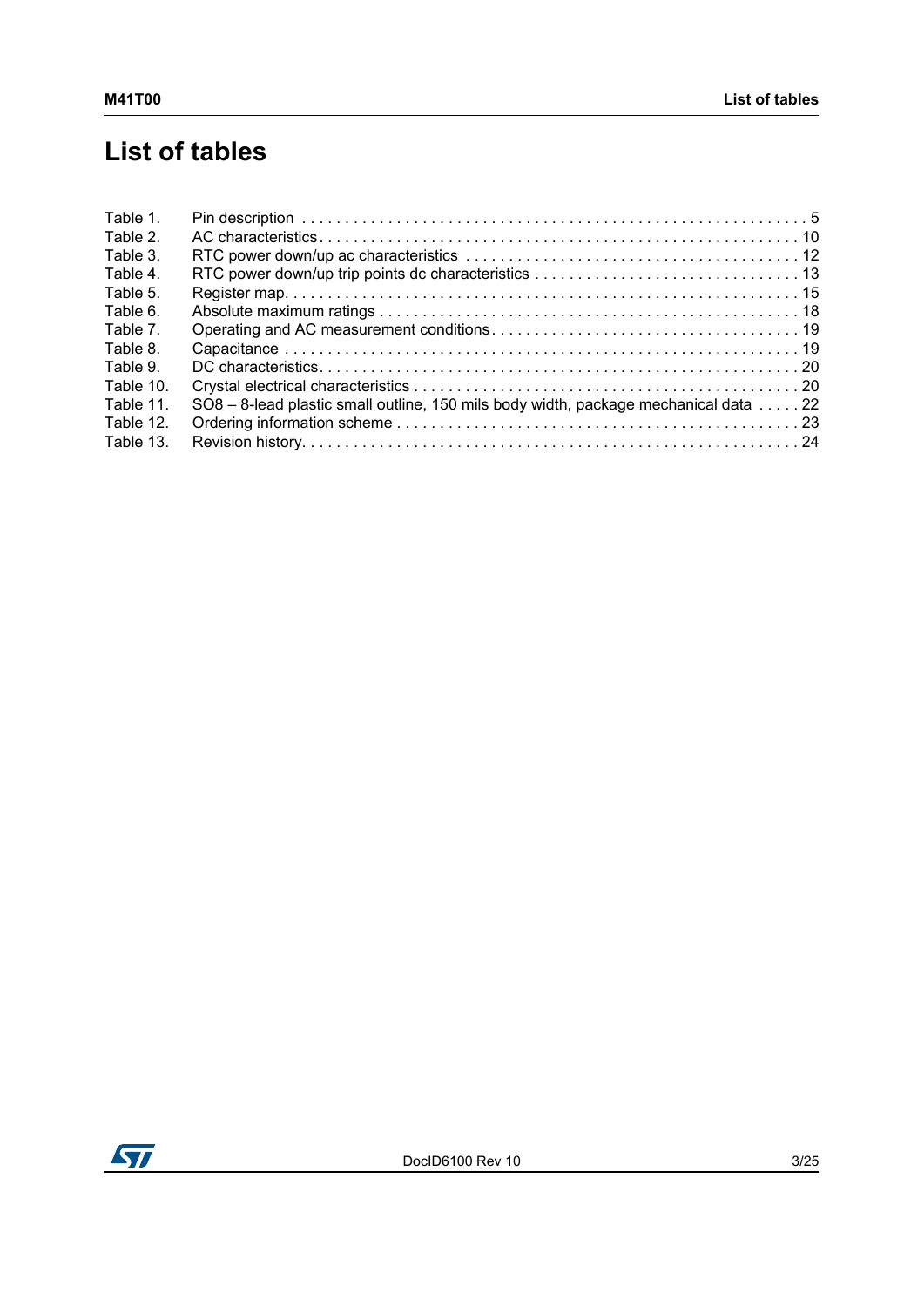# List of tables

Table 1. Pin description . . . . . . . . . . . . . . . . . . . . . . . . . . . . . . . . . . . . . . . . . . . . . . . . . . . . . . . . . . 5
Table 2. AC characteristics. . . . . . . . . . . . . . . . . . . . . . . . . . . . . . . . . . . . . . . . . . . . . . . . . . . . . . . . 10
Table 3. RTC power down/up ac characteristics . . . . . . . . . . . . . . . . . . . . . . . . . . . . . . . . . . . . . . . 12
Table 4. RTC power down/up trip points dc characteristics . . . . . . . . . . . . . . . . . . . . . . . . . . . . . . . 13
Table 5. Register map. . . . . . . . . . . . . . . . . . . . . . . . . . . . . . . . . . . . . . . . . . . . . . . . . . . . . . . . . . . . 15
Table 6. Absolute maximum ratings . . . . . . . . . . . . . . . . . . . . . . . . . . . . . . . . . . . . . . . . . . . . . . . . . 18
Table 7. Operating and AC measurement conditions. . . . . . . . . . . . . . . . . . . . . . . . . . . . . . . . . . . . 19
Table 8. Capacitance . . . . . . . . . . . . . . . . . . . . . . . . . . . . . . . . . . . . . . . . . . . . . . . . . . . . . . . . . . . . 19
Table 9. DC characteristics. . . . . . . . . . . . . . . . . . . . . . . . . . . . . . . . . . . . . . . . . . . . . . . . . . . . . . . . 20
Table 10. Crystal electrical characteristics . . . . . . . . . . . . . . . . . . . . . . . . . . . . . . . . . . . . . . . . . . . . 20
Table 11. SO8 – 8-lead plastic small outline, 150 mils body width, package mechanical data . . . . . 22
Table 12. Ordering information scheme . . . . . . . . . . . . . . . . . . . . . . . . . . . . . . . . . . . . . . . . . . . . . . 23
Table 13. Revision history. . . . . . . . . . . . . . . . . . . . . . . . . . . . . . . . . . . . . . . . . . . . . . . . . . . . . . . . . 24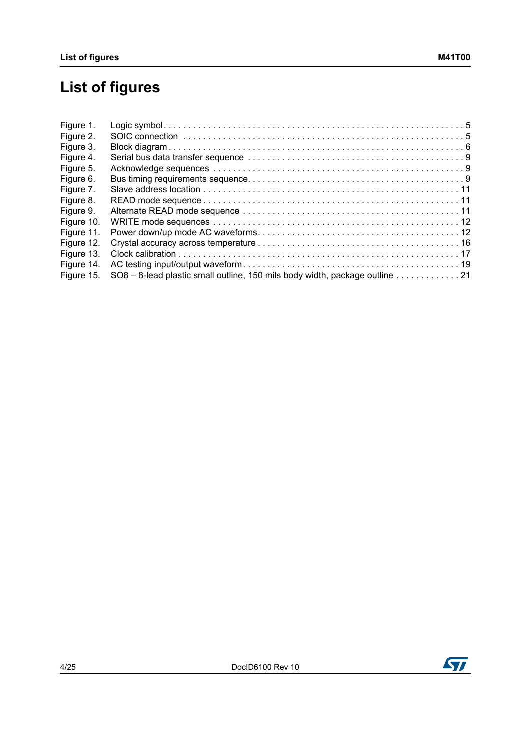# List of figures

Figure 1. Logic symbol . . . . . . . . . . . . . . . . . . . . . . . . . . . . . . . . . . . . . . . . . . . . . . . . . . . . . . . . . . . . . 5
Figure 2. SOIC connection . . . . . . . . . . . . . . . . . . . . . . . . . . . . . . . . . . . . . . . . . . . . . . . . . . . . . . . . . 5
Figure 3. Block diagram . . . . . . . . . . . . . . . . . . . . . . . . . . . . . . . . . . . . . . . . . . . . . . . . . . . . . . . . . . . . 6
Figure 4. Serial bus data transfer sequence . . . . . . . . . . . . . . . . . . . . . . . . . . . . . . . . . . . . . . . . . . . . 9
Figure 5. Acknowledge sequences . . . . . . . . . . . . . . . . . . . . . . . . . . . . . . . . . . . . . . . . . . . . . . . . . . . . 9
Figure 6. Bus timing requirements sequence. . . . . . . . . . . . . . . . . . . . . . . . . . . . . . . . . . . . . . . . . . . . 9
Figure 7. Slave address location . . . . . . . . . . . . . . . . . . . . . . . . . . . . . . . . . . . . . . . . . . . . . . . . . . . . 11
Figure 8. READ mode sequence . . . . . . . . . . . . . . . . . . . . . . . . . . . . . . . . . . . . . . . . . . . . . . . . . . . . 11
Figure 9. Alternate READ mode sequence . . . . . . . . . . . . . . . . . . . . . . . . . . . . . . . . . . . . . . . . . . . . 11
Figure 10. WRITE mode sequences . . . . . . . . . . . . . . . . . . . . . . . . . . . . . . . . . . . . . . . . . . . . . . . . . . 12
Figure 11. Power down/up mode AC waveforms. . . . . . . . . . . . . . . . . . . . . . . . . . . . . . . . . . . . . . . . . 12
Figure 12. Crystal accuracy across temperature . . . . . . . . . . . . . . . . . . . . . . . . . . . . . . . . . . . . . . . . 16
Figure 13. Clock calibration . . . . . . . . . . . . . . . . . . . . . . . . . . . . . . . . . . . . . . . . . . . . . . . . . . . . . . . . 17
Figure 14. AC testing input/output waveform. . . . . . . . . . . . . . . . . . . . . . . . . . . . . . . . . . . . . . . . . . . 19
Figure 15. SO8 – 8-lead plastic small outline, 150 mils body width, package outline . . . . . . . . . . . . . 21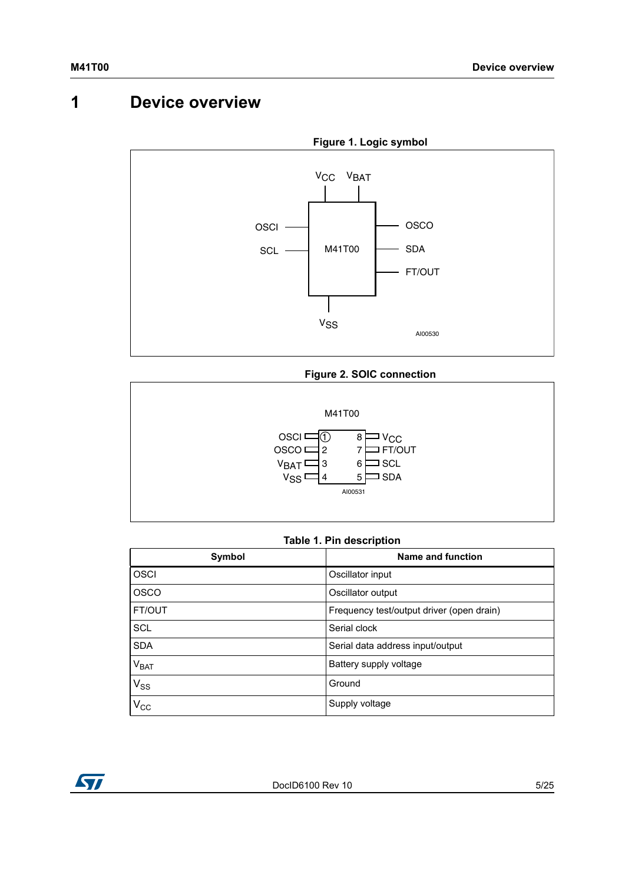# 1 Device overview

**Figure 1. Logic symbol**

**Figure 2. SOIC connection**

**Table 1. Pin description**

| Symbol | Name and function |
|---|---|
| OSCI | Oscillator input |
| OSCO | Oscillator output |
| FT/OUT | Frequency test/output driver (open drain) |
| SCL | Serial clock |
| SDA | Serial data address input/output |
| $V_{BAT}$ | Battery supply voltage |
| $V_{SS}$ | Ground |
| $V_{CC}$ | Supply voltage |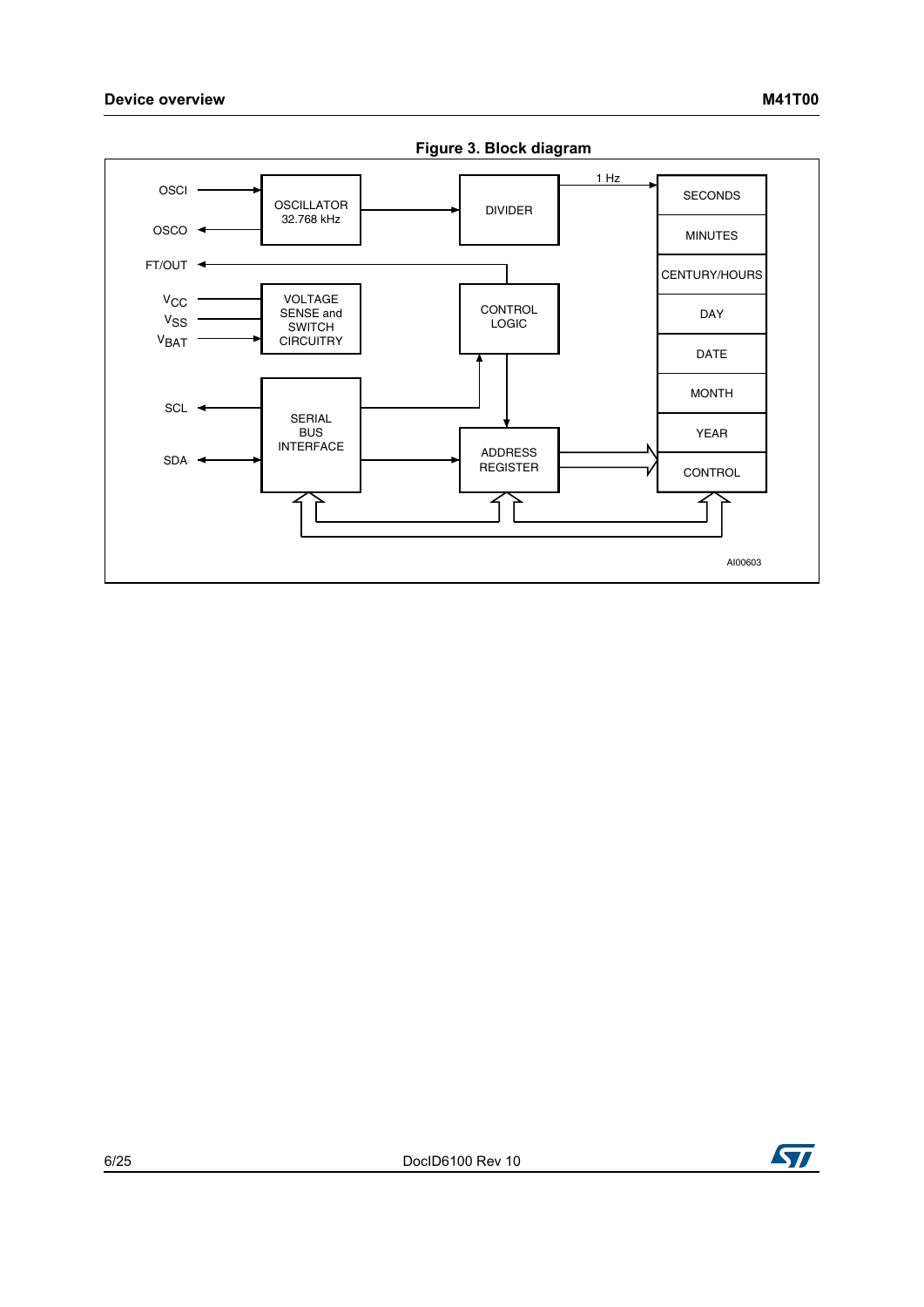**Figure 3. Block diagram**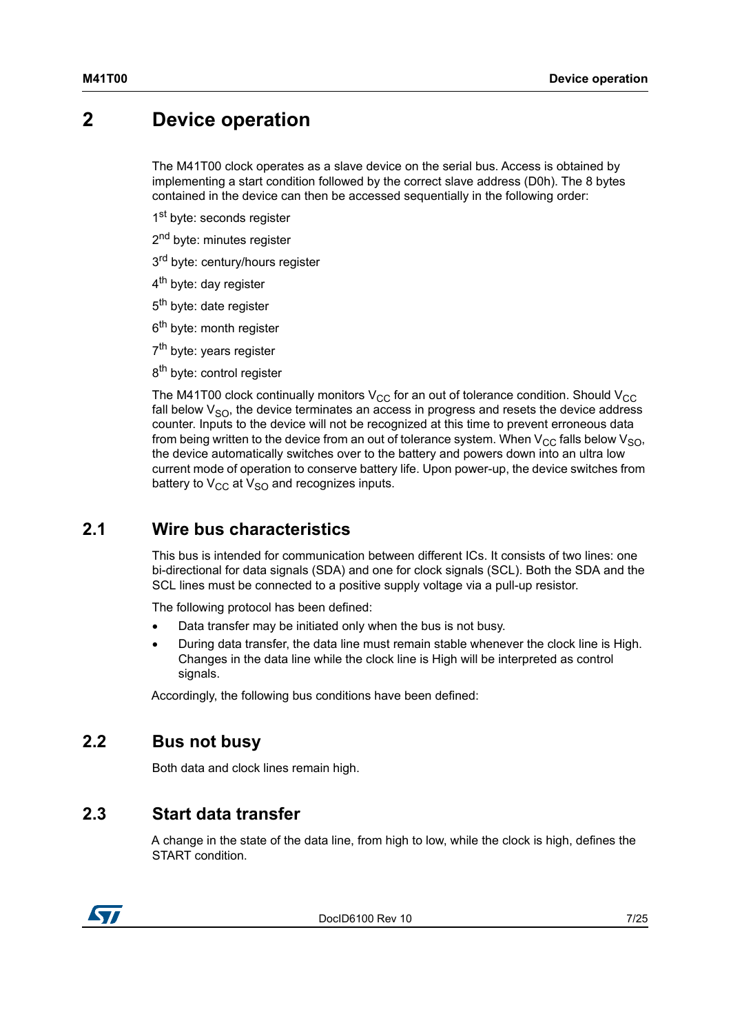# 2 Device operation

The M41T00 clock operates as a slave device on the serial bus. Access is obtained by implementing a start condition followed by the correct slave address (D0h). The 8 bytes contained in the device can then be accessed sequentially in the following order:

1st byte: seconds register

2nd byte: minutes register

3rd byte: century/hours register

4th byte: day register

5th byte: date register

6th byte: month register

7th byte: years register

8th byte: control register

The M41T00 clock continually monitors $V_{CC}$ for an out of tolerance condition. Should $V_{CC}$ fall below $V_{SO}$, the device terminates an access in progress and resets the device address counter. Inputs to the device will not be recognized at this time to prevent erroneous data from being written to the device from an out of tolerance system. When $V_{CC}$ falls below $V_{SO}$, the device automatically switches over to the battery and powers down into an ultra low current mode of operation to conserve battery life. Upon power-up, the device switches from battery to $V_{CC}$ at $V_{SO}$ and recognizes inputs.

## 2.1 Wire bus characteristics

This bus is intended for communication between different ICs. It consists of two lines: one bi-directional for data signals (SDA) and one for clock signals (SCL). Both the SDA and the SCL lines must be connected to a positive supply voltage via a pull-up resistor.

The following protocol has been defined:

- Data transfer may be initiated only when the bus is not busy.
- During data transfer, the data line must remain stable whenever the clock line is High. Changes in the data line while the clock line is High will be interpreted as control signals.

Accordingly, the following bus conditions have been defined:

## 2.2 Bus not busy

Both data and clock lines remain high.

## 2.3 Start data transfer

A change in the state of the data line, from high to low, while the clock is high, defines the START condition.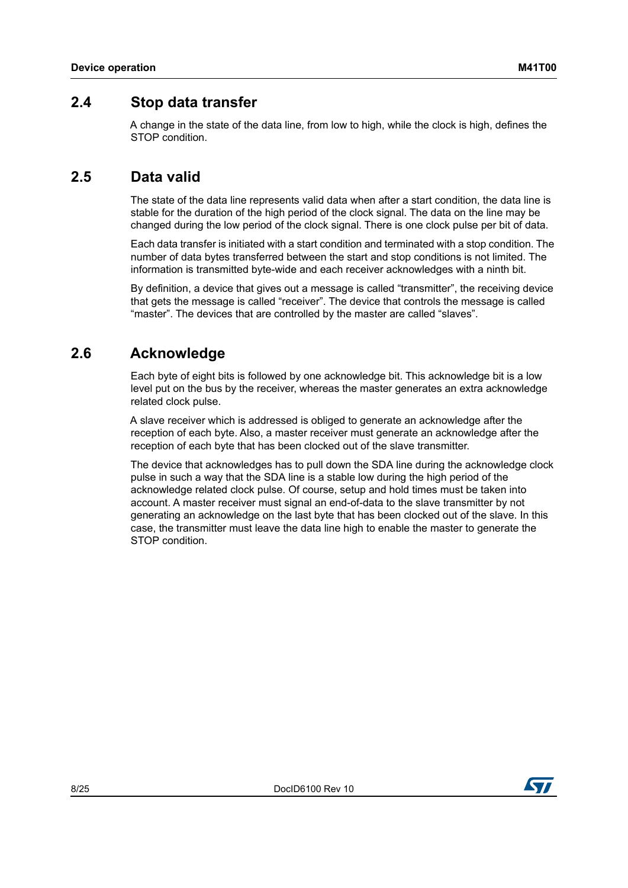## 2.4 Stop data transfer

A change in the state of the data line, from low to high, while the clock is high, defines the STOP condition.

## 2.5 Data valid

The state of the data line represents valid data when after a start condition, the data line is stable for the duration of the high period of the clock signal. The data on the line may be changed during the low period of the clock signal. There is one clock pulse per bit of data.

Each data transfer is initiated with a start condition and terminated with a stop condition. The number of data bytes transferred between the start and stop conditions is not limited. The information is transmitted byte-wide and each receiver acknowledges with a ninth bit.

By definition, a device that gives out a message is called “transmitter”, the receiving device that gets the message is called “receiver”. The device that controls the message is called “master”. The devices that are controlled by the master are called “slaves”.

## 2.6 Acknowledge

Each byte of eight bits is followed by one acknowledge bit. This acknowledge bit is a low level put on the bus by the receiver, whereas the master generates an extra acknowledge related clock pulse.

A slave receiver which is addressed is obliged to generate an acknowledge after the reception of each byte. Also, a master receiver must generate an acknowledge after the reception of each byte that has been clocked out of the slave transmitter.

The device that acknowledges has to pull down the SDA line during the acknowledge clock pulse in such a way that the SDA line is a stable low during the high period of the acknowledge related clock pulse. Of course, setup and hold times must be taken into account. A master receiver must signal an end-of-data to the slave transmitter by not generating an acknowledge on the last byte that has been clocked out of the slave. In this case, the transmitter must leave the data line high to enable the master to generate the STOP condition.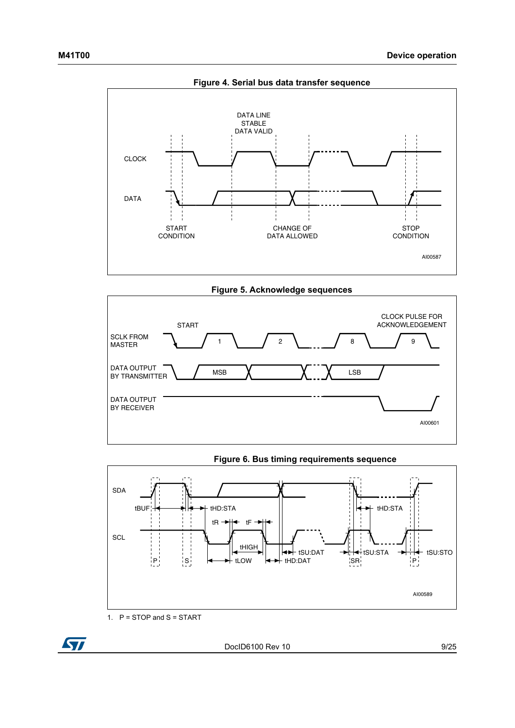**Figure 4. Serial bus data transfer sequence**

**Figure 5. Acknowledge sequences**

**Figure 6. Bus timing requirements sequence**

1. P = STOP and S = START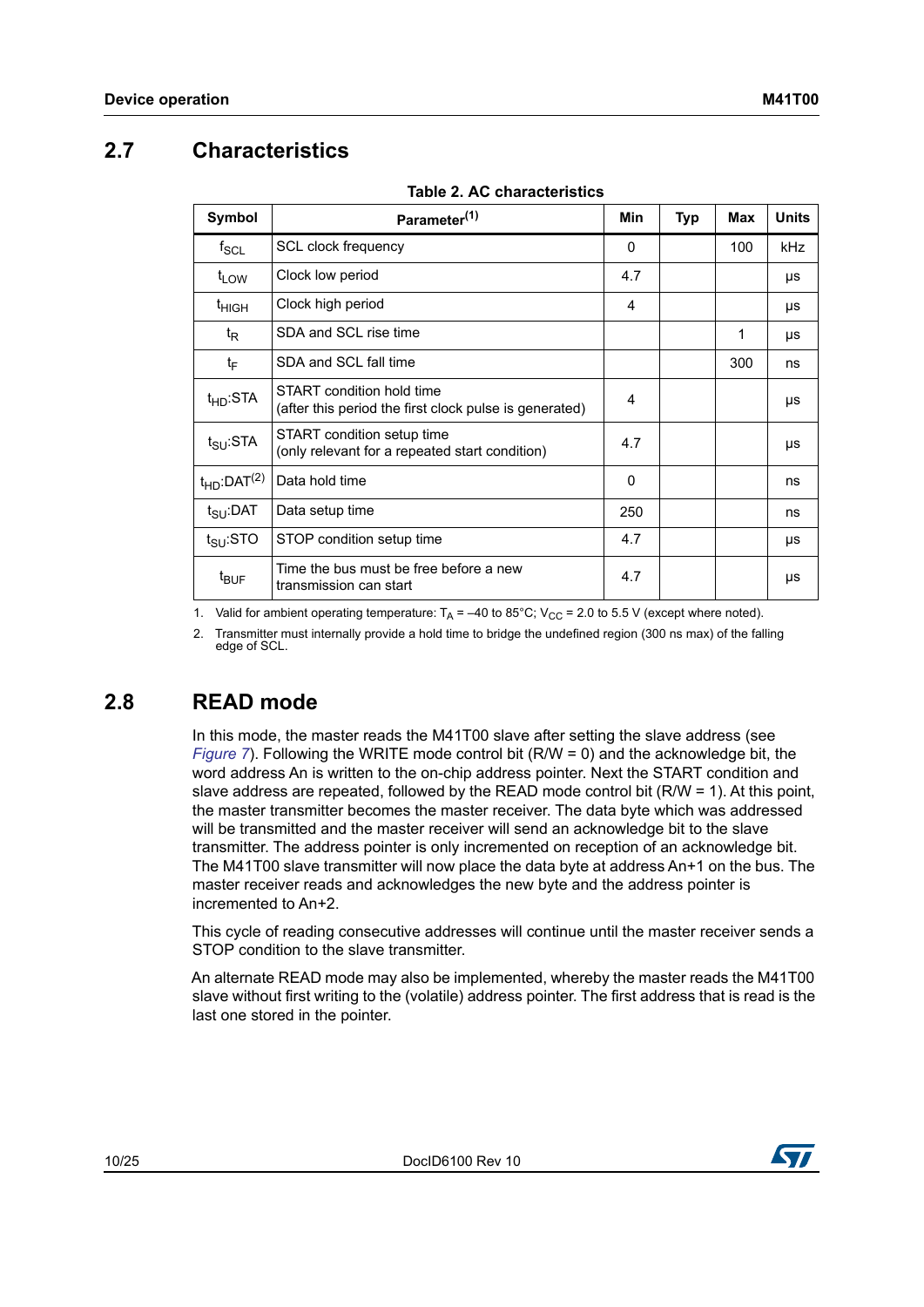## 2.7 Characteristics

**Table 2. AC characteristics**

| Symbol | Parameter[(1)] | Min | Typ | Max | Units |
|---|---|---|---|---|---|
| $f_{SCL}$ | SCL clock frequency | 0 | | 100 | kHz |
| $t_{LOW}$ | Clock low period | 4.7 | | | µs |
| $t_{HIGH}$ | Clock high period | 4 | | | µs |
| $t_R$ | SDA and SCL rise time | | | 1 | µs |
| $t_F$ | SDA and SCL fall time | | | 300 | ns |
| $t_{HD}$:STA | START condition hold time (after this period the first clock pulse is generated) | 4 | | | µs |
| $t_{SU}$:STA | START condition setup time (only relevant for a repeated start condition) | 4.7 | | | µs |
| $t_{HD}$:DAT[(2)] | Data hold time | 0 | | | ns |
| $t_{SU}$:DAT | Data setup time | 250 | | | ns |
| $t_{SU}$:STO | STOP condition setup time | 4.7 | | | µs |
| $t_{BUF}$ | Time the bus must be free before a new transmission can start | 4.7 | | | µs |

1. Valid for ambient operating temperature: $T_A$ = –40 to 85°C; $V_{CC}$ = 2.0 to 5.5 V (except where noted).
2. Transmitter must internally provide a hold time to bridge the undefined region (300 ns max) of the falling edge of SCL.

## 2.8 READ mode

In this mode, the master reads the M41T00 slave after setting the slave address (see *Figure 7*). Following the WRITE mode control bit (R/W = 0) and the acknowledge bit, the word address An is written to the on-chip address pointer. Next the START condition and slave address are repeated, followed by the READ mode control bit (R/W = 1). At this point, the master transmitter becomes the master receiver. The data byte which was addressed will be transmitted and the master receiver will send an acknowledge bit to the slave transmitter. The address pointer is only incremented on reception of an acknowledge bit. The M41T00 slave transmitter will now place the data byte at address An+1 on the bus. The master receiver reads and acknowledges the new byte and the address pointer is incremented to An+2.

This cycle of reading consecutive addresses will continue until the master receiver sends a STOP condition to the slave transmitter.

An alternate READ mode may also be implemented, whereby the master reads the M41T00 slave without first writing to the (volatile) address pointer. The first address that is read is the last one stored in the pointer.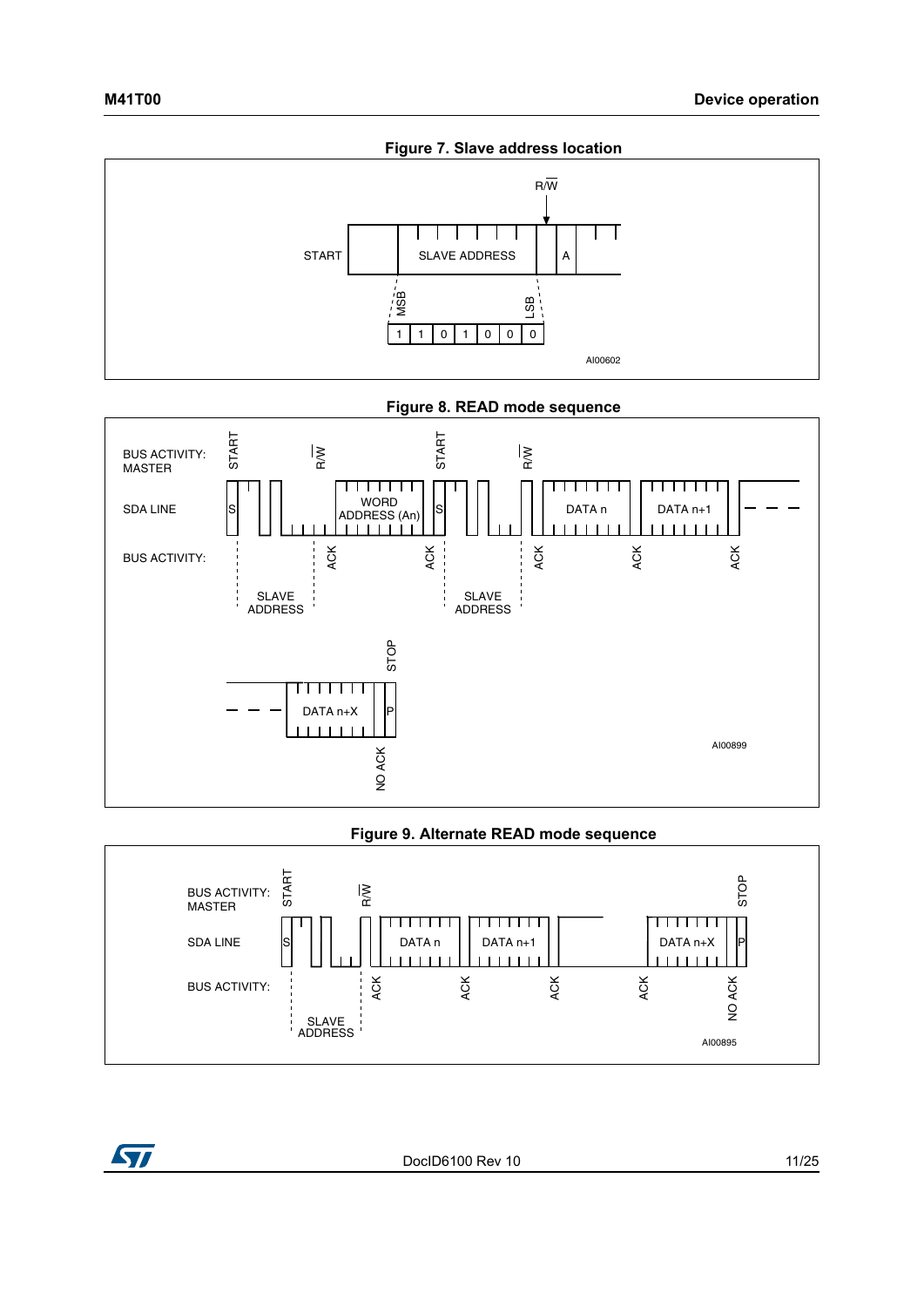**Figure 7. Slave address location**

START | SLAVE ADDRESS | R/$\overline{W}$ | A

MSB → LSB: 1 1 0 1 0 0 0

AI00602

**Figure 8. READ mode sequence**

BUS ACTIVITY: MASTER — START, R/$\overline{W}$, START, R/$\overline{W}$, STOP

SDA LINE — S, WORD ADDRESS (An), S, DATA n, DATA n+1, DATA n+X, P

BUS ACTIVITY: — SLAVE ADDRESS, ACK, ACK, SLAVE ADDRESS, ACK, ACK, ACK, NO ACK

AI00899

**Figure 9. Alternate READ mode sequence**

BUS ACTIVITY: MASTER — START, R/$\overline{W}$, STOP

SDA LINE — S, DATA n, DATA n+1, DATA n+X, P

BUS ACTIVITY: — SLAVE ADDRESS, ACK, ACK, ACK, ACK, NO ACK

AI00895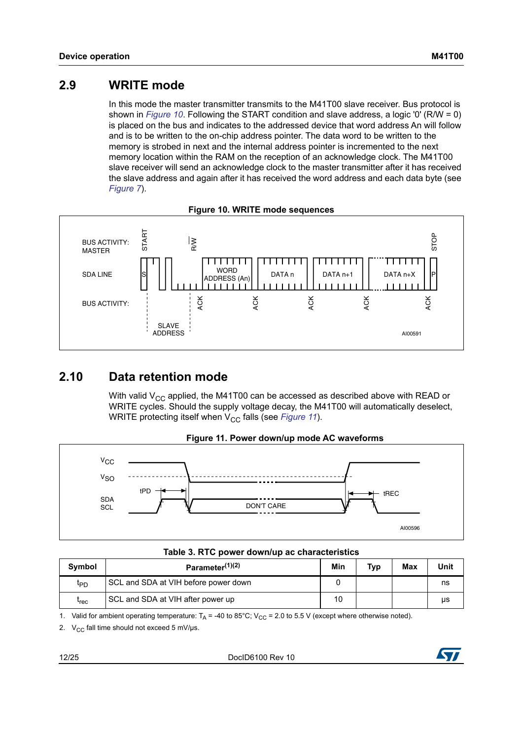## 2.9 WRITE mode

In this mode the master transmitter transmits to the M41T00 slave receiver. Bus protocol is shown in *Figure 10*. Following the START condition and slave address, a logic '0' (R/W = 0) is placed on the bus and indicates to the addressed device that word address An will follow and is to be written to the on-chip address pointer. The data word to be written to the memory is strobed in next and the internal address pointer is incremented to the next memory location within the RAM on the reception of an acknowledge clock. The M41T00 slave receiver will send an acknowledge clock to the master transmitter after it has received the slave address and again after it has received the word address and each data byte (see *Figure 7*).

**Figure 10. WRITE mode sequences**

## 2.10 Data retention mode

With valid $V_{CC}$ applied, the M41T00 can be accessed as described above with READ or WRITE cycles. Should the supply voltage decay, the M41T00 will automatically deselect, WRITE protecting itself when $V_{CC}$ falls (see *Figure 11*).

**Figure 11. Power down/up mode AC waveforms**

**Table 3. RTC power down/up ac characteristics**

| Symbol | Parameter[(1)(2)] | Min | Typ | Max | Unit |
|---|---|---|---|---|---|
| $t_{PD}$ | SCL and SDA at VIH before power down | 0 | | | ns |
| $t_{rec}$ | SCL and SDA at VIH after power up | 10 | | | µs |

1. Valid for ambient operating temperature: $T_A$ = -40 to 85°C; $V_{CC}$ = 2.0 to 5.5 V (except where otherwise noted).
2. $V_{CC}$ fall time should not exceed 5 mV/µs.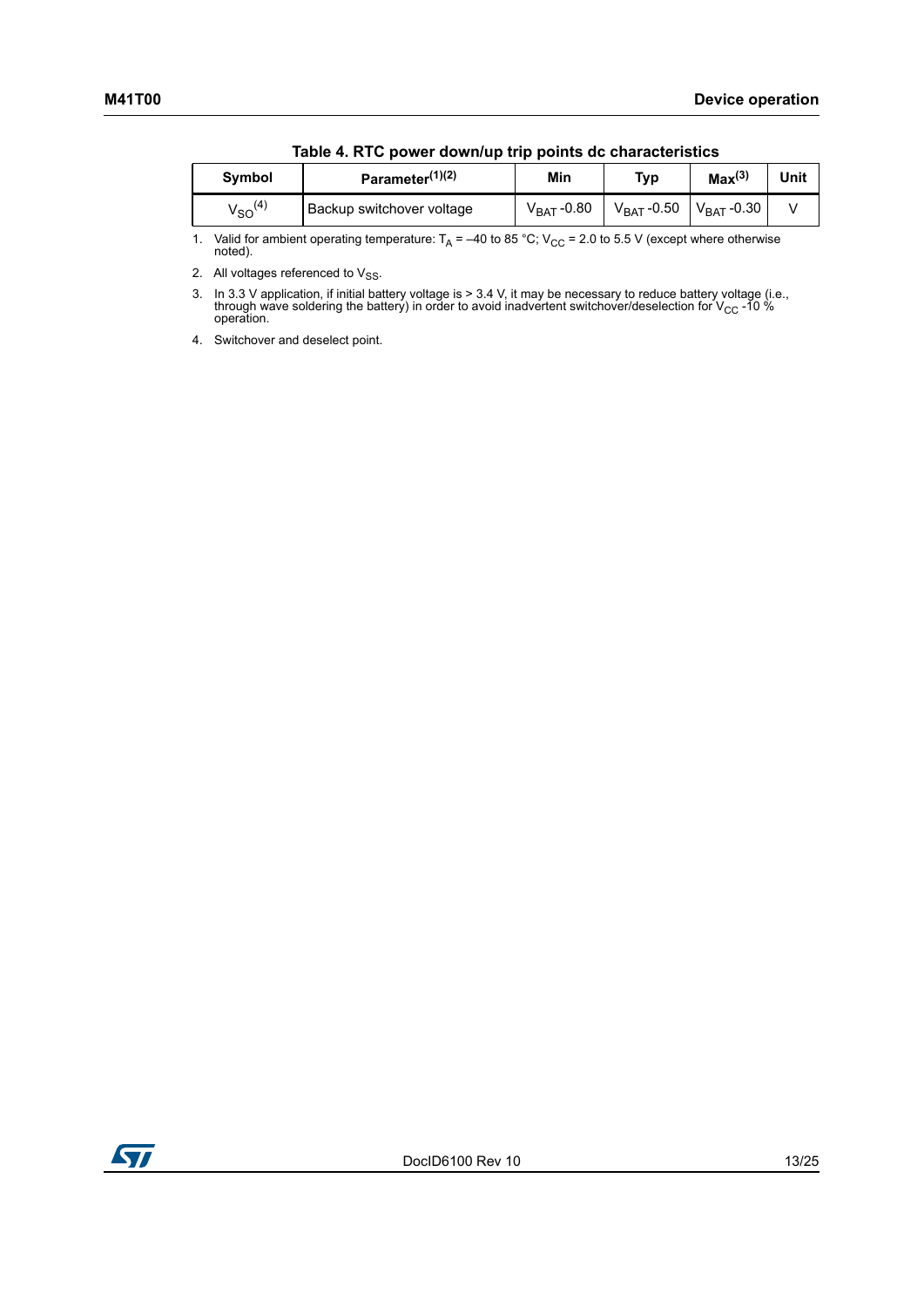**Table 4. RTC power down/up trip points dc characteristics**

| Symbol | Parameter[(1)(2)] | Min | Typ | Max[(3)] | Unit |
|---|---|---|---|---|---|
| $V_{SO}$[(4)] | Backup switchover voltage | $V_{BAT}$ -0.80 | $V_{BAT}$ -0.50 | $V_{BAT}$ -0.30 | V |

1. Valid for ambient operating temperature: $T_A$ = –40 to 85 °C; $V_{CC}$ = 2.0 to 5.5 V (except where otherwise noted).
2. All voltages referenced to $V_{SS}$.
3. In 3.3 V application, if initial battery voltage is > 3.4 V, it may be necessary to reduce battery voltage (i.e., through wave soldering the battery) in order to avoid inadvertent switchover/deselection for $V_{CC}$ -10 % operation.
4. Switchover and deselect point.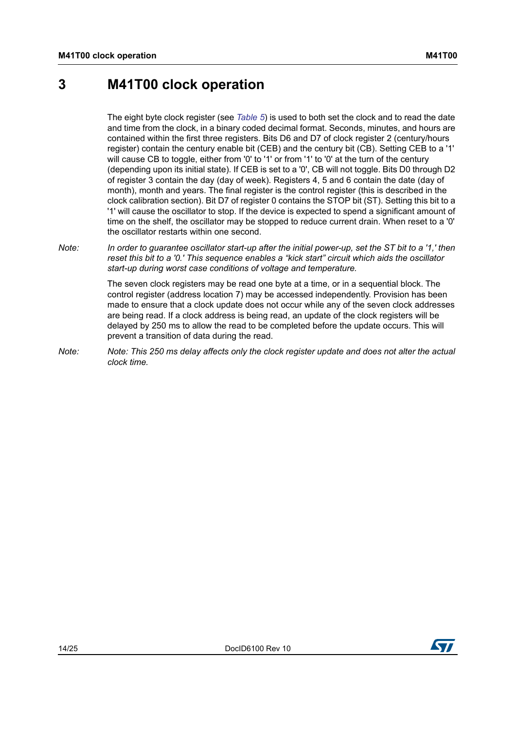# 3 M41T00 clock operation

The eight byte clock register (see *Table 5*) is used to both set the clock and to read the date and time from the clock, in a binary coded decimal format. Seconds, minutes, and hours are contained within the first three registers. Bits D6 and D7 of clock register 2 (century/hours register) contain the century enable bit (CEB) and the century bit (CB). Setting CEB to a '1' will cause CB to toggle, either from '0' to '1' or from '1' to '0' at the turn of the century (depending upon its initial state). If CEB is set to a '0', CB will not toggle. Bits D0 through D2 of register 3 contain the day (day of week). Registers 4, 5 and 6 contain the date (day of month), month and years. The final register is the control register (this is described in the clock calibration section). Bit D7 of register 0 contains the STOP bit (ST). Setting this bit to a '1' will cause the oscillator to stop. If the device is expected to spend a significant amount of time on the shelf, the oscillator may be stopped to reduce current drain. When reset to a '0' the oscillator restarts within one second.

*Note: In order to guarantee oscillator start-up after the initial power-up, set the ST bit to a '1,' then reset this bit to a '0.' This sequence enables a "kick start" circuit which aids the oscillator start-up during worst case conditions of voltage and temperature.*

The seven clock registers may be read one byte at a time, or in a sequential block. The control register (address location 7) may be accessed independently. Provision has been made to ensure that a clock update does not occur while any of the seven clock addresses are being read. If a clock address is being read, an update of the clock registers will be delayed by 250 ms to allow the read to be completed before the update occurs. This will prevent a transition of data during the read.

*Note: Note: This 250 ms delay affects only the clock register update and does not alter the actual clock time.*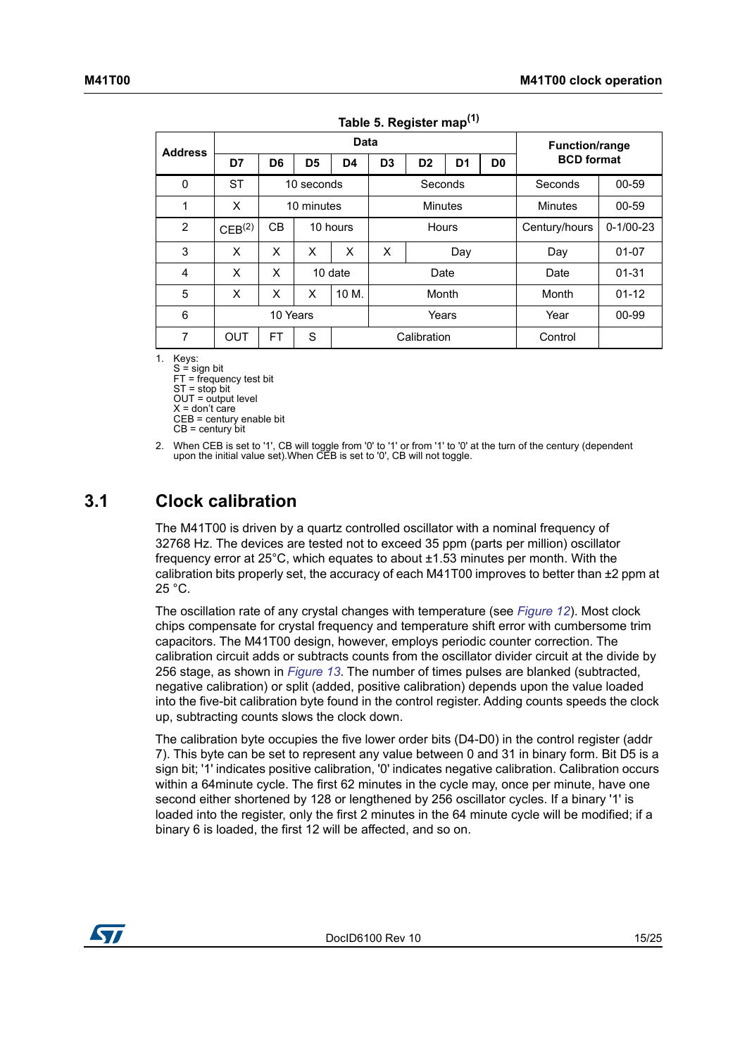Table 5. Register map[(1)]

| Address | Data | | | | | | | | Function/range BCD format | |
|---|---|---|---|---|---|---|---|---|---|---|
| | D7 | D6 | D5 | D4 | D3 | D2 | D1 | D0 | | |
| 0 | ST | 10 seconds | | | Seconds | | | | Seconds | 00-59 |
| 1 | X | 10 minutes | | | Minutes | | | | Minutes | 00-59 |
| 2 | CEB[(2)] | CB | 10 hours | | Hours | | | | Century/hours | 0-1/00-23 |
| 3 | X | X | X | X | X | Day | | | Day | 01-07 |
| 4 | X | X | 10 date | | Date | | | | Date | 01-31 |
| 5 | X | X | X | 10 M. | Month | | | | Month | 01-12 |
| 6 | 10 Years | | | | Years | | | | Year | 00-99 |
| 7 | OUT | FT | S | Calibration | | | | | Control | |

1. Keys:
   S = sign bit
   FT = frequency test bit
   ST = stop bit
   OUT = output level
   X = don't care
   CEB = century enable bit
   CB = century bit
2. When CEB is set to '1', CB will toggle from '0' to '1' or from '1' to '0' at the turn of the century (dependent upon the initial value set).When CEB is set to '0', CB will not toggle.

## 3.1 Clock calibration

The M41T00 is driven by a quartz controlled oscillator with a nominal frequency of 32768 Hz. The devices are tested not to exceed 35 ppm (parts per million) oscillator frequency error at 25°C, which equates to about ±1.53 minutes per month. With the calibration bits properly set, the accuracy of each M41T00 improves to better than ±2 ppm at 25 °C.

The oscillation rate of any crystal changes with temperature (see *Figure 12*). Most clock chips compensate for crystal frequency and temperature shift error with cumbersome trim capacitors. The M41T00 design, however, employs periodic counter correction. The calibration circuit adds or subtracts counts from the oscillator divider circuit at the divide by 256 stage, as shown in *Figure 13*. The number of times pulses are blanked (subtracted, negative calibration) or split (added, positive calibration) depends upon the value loaded into the five-bit calibration byte found in the control register. Adding counts speeds the clock up, subtracting counts slows the clock down.

The calibration byte occupies the five lower order bits (D4-D0) in the control register (addr 7). This byte can be set to represent any value between 0 and 31 in binary form. Bit D5 is a sign bit; '1' indicates positive calibration, '0' indicates negative calibration. Calibration occurs within a 64minute cycle. The first 62 minutes in the cycle may, once per minute, have one second either shortened by 128 or lengthened by 256 oscillator cycles. If a binary '1' is loaded into the register, only the first 2 minutes in the 64 minute cycle will be modified; if a binary 6 is loaded, the first 12 will be affected, and so on.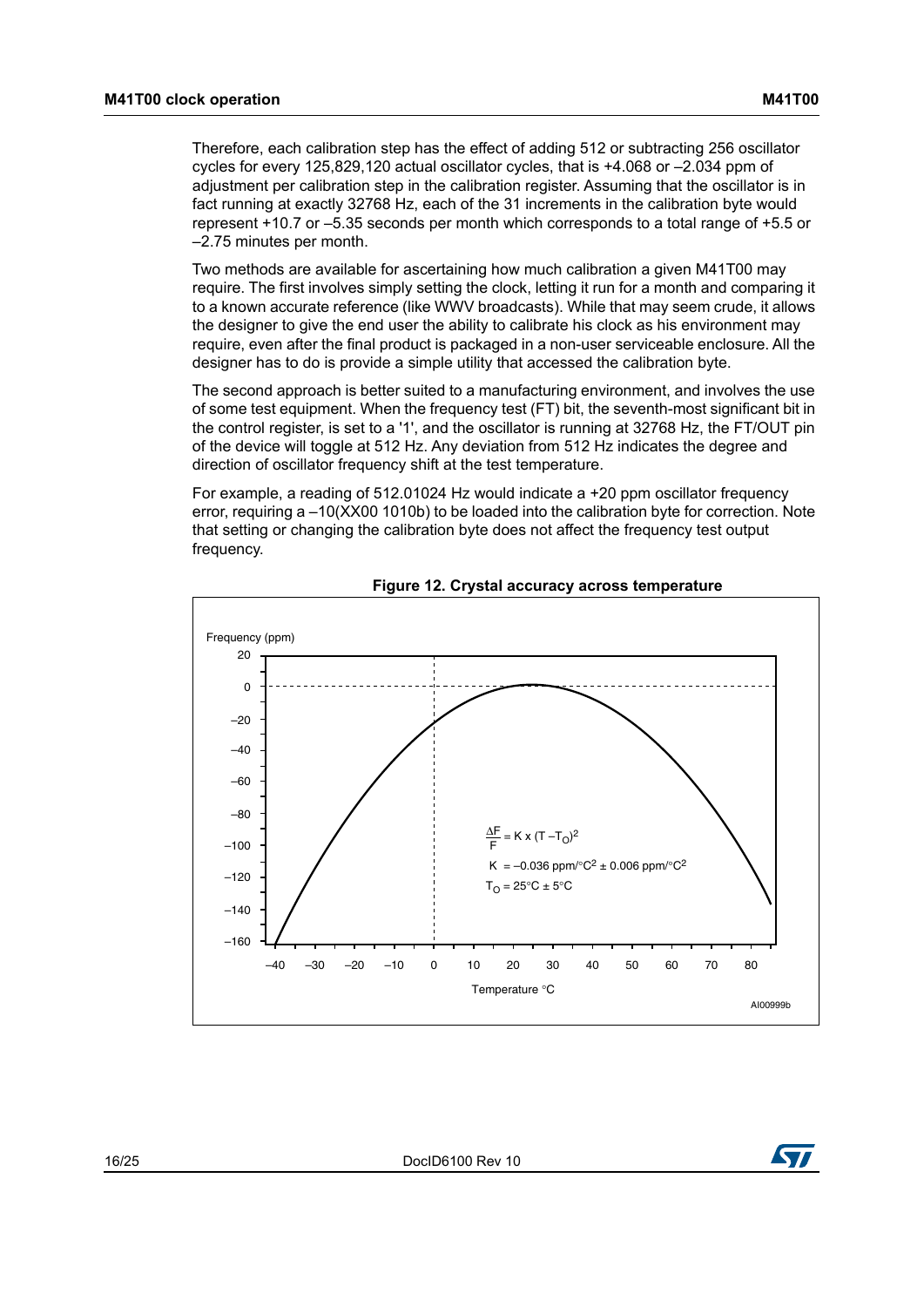Therefore, each calibration step has the effect of adding 512 or subtracting 256 oscillator cycles for every 125,829,120 actual oscillator cycles, that is +4.068 or –2.034 ppm of adjustment per calibration step in the calibration register. Assuming that the oscillator is in fact running at exactly 32768 Hz, each of the 31 increments in the calibration byte would represent +10.7 or –5.35 seconds per month which corresponds to a total range of +5.5 or –2.75 minutes per month.

Two methods are available for ascertaining how much calibration a given M41T00 may require. The first involves simply setting the clock, letting it run for a month and comparing it to a known accurate reference (like WWV broadcasts). While that may seem crude, it allows the designer to give the end user the ability to calibrate his clock as his environment may require, even after the final product is packaged in a non-user serviceable enclosure. All the designer has to do is provide a simple utility that accessed the calibration byte.

The second approach is better suited to a manufacturing environment, and involves the use of some test equipment. When the frequency test (FT) bit, the seventh-most significant bit in the control register, is set to a '1', and the oscillator is running at 32768 Hz, the FT/OUT pin of the device will toggle at 512 Hz. Any deviation from 512 Hz indicates the degree and direction of oscillator frequency shift at the test temperature.

For example, a reading of 512.01024 Hz would indicate a +20 ppm oscillator frequency error, requiring a –10(XX00 1010b) to be loaded into the calibration byte for correction. Note that setting or changing the calibration byte does not affect the frequency test output frequency.

**Figure 12. Crystal accuracy across temperature**

$$\frac{\Delta F}{F} = K \times (T - T_O)^2$$

$K = -0.036\ ppm/°C^2 \pm 0.006\ ppm/°C^2$

$T_O = 25°C \pm 5°C$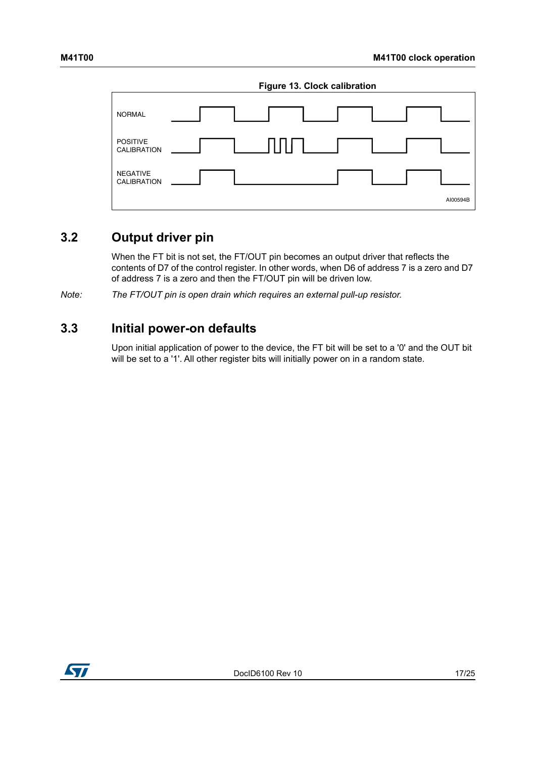**Figure 13. Clock calibration**

NORMAL

POSITIVE CALIBRATION

NEGATIVE CALIBRATION

AI00594B

## 3.2 Output driver pin

When the FT bit is not set, the FT/OUT pin becomes an output driver that reflects the contents of D7 of the control register. In other words, when D6 of address 7 is a zero and D7 of address 7 is a zero and then the FT/OUT pin will be driven low.

*Note: The FT/OUT pin is open drain which requires an external pull-up resistor.*

## 3.3 Initial power-on defaults

Upon initial application of power to the device, the FT bit will be set to a '0' and the OUT bit will be set to a '1'. All other register bits will initially power on in a random state.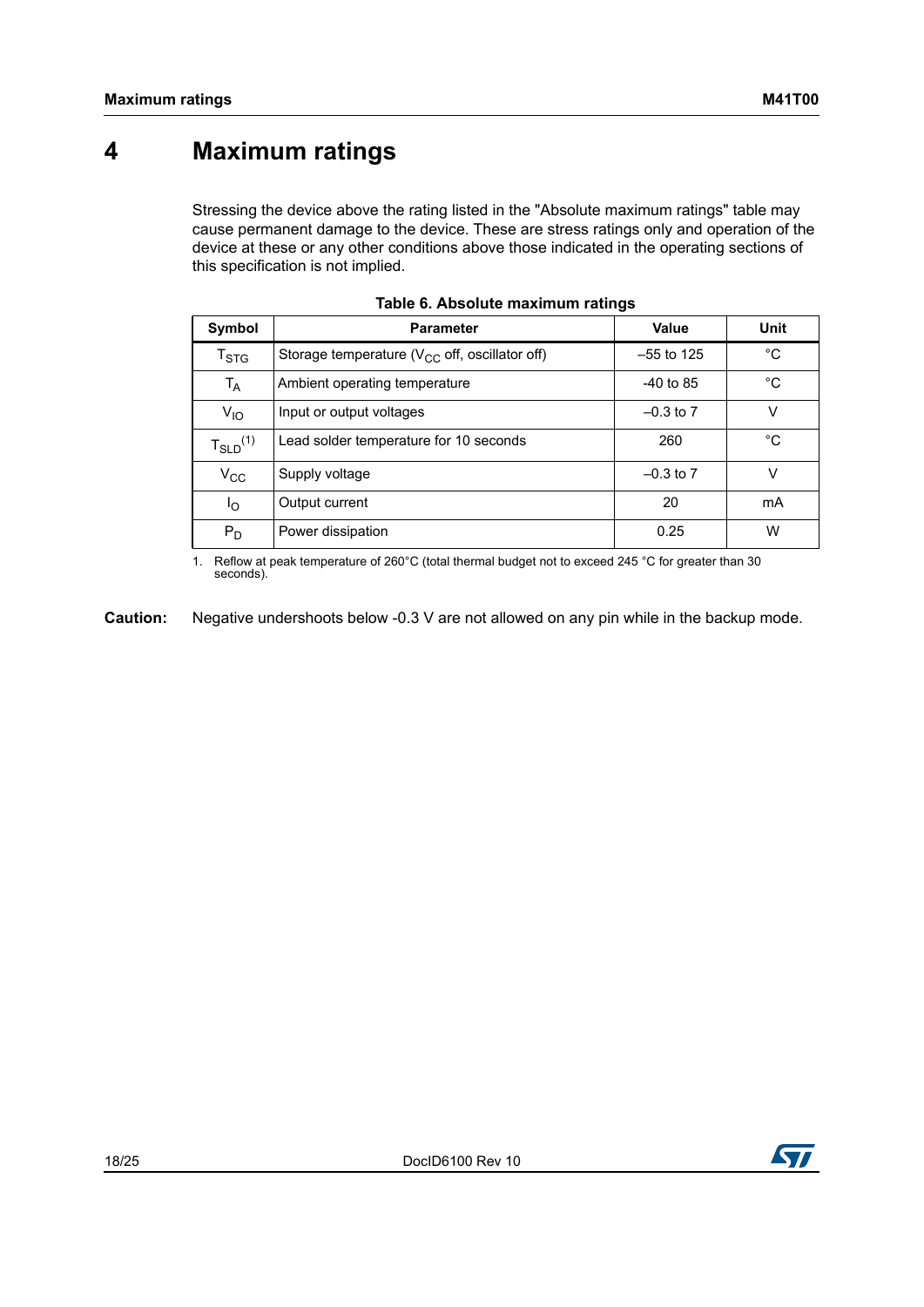# 4 Maximum ratings

Stressing the device above the rating listed in the "Absolute maximum ratings" table may cause permanent damage to the device. These are stress ratings only and operation of the device at these or any other conditions above those indicated in the operating sections of this specification is not implied.

**Table 6. Absolute maximum ratings**

| Symbol | Parameter | Value | Unit |
|---|---|---|---|
| $T_{STG}$ | Storage temperature ($V_{CC}$ off, oscillator off) | –55 to 125 | °C |
| $T_A$ | Ambient operating temperature | -40 to 85 | °C |
| $V_{IO}$ | Input or output voltages | –0.3 to 7 | V |
| $T_{SLD}$[(1)] | Lead solder temperature for 10 seconds | 260 | °C |
| $V_{CC}$ | Supply voltage | –0.3 to 7 | V |
| $I_O$ | Output current | 20 | mA |
| $P_D$ | Power dissipation | 0.25 | W |

1. Reflow at peak temperature of 260°C (total thermal budget not to exceed 245 °C for greater than 30 seconds).

**Caution:** Negative undershoots below -0.3 V are not allowed on any pin while in the backup mode.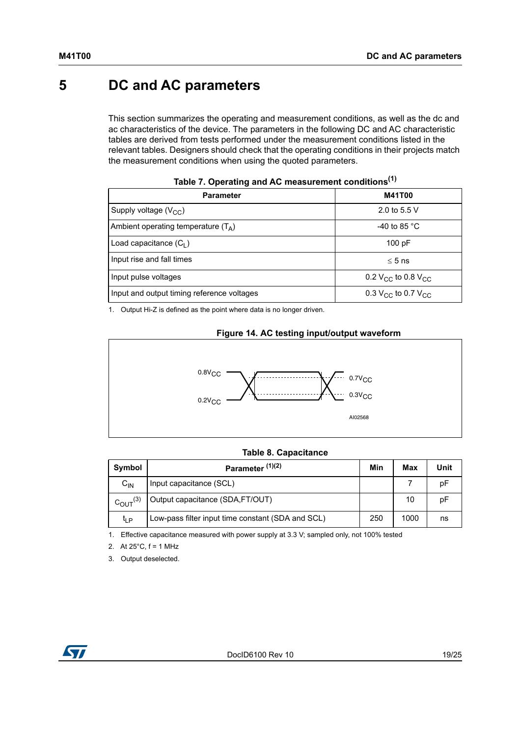# 5 DC and AC parameters

This section summarizes the operating and measurement conditions, as well as the dc and ac characteristics of the device. The parameters in the following DC and AC characteristic tables are derived from tests performed under the measurement conditions listed in the relevant tables. Designers should check that the operating conditions in their projects match the measurement conditions when using the quoted parameters.

**Table 7. Operating and AC measurement conditions(1)**

| Parameter | M41T00 |
|---|---|
| Supply voltage ($V_{CC}$) | 2.0 to 5.5 V |
| Ambient operating temperature ($T_A$) | -40 to 85 °C |
| Load capacitance ($C_L$) | 100 pF |
| Input rise and fall times | ≤ 5 ns |
| Input pulse voltages | 0.2 $V_{CC}$ to 0.8 $V_{CC}$ |
| Input and output timing reference voltages | 0.3 $V_{CC}$ to 0.7 $V_{CC}$ |

1. Output Hi-Z is defined as the point where data is no longer driven.

**Figure 14. AC testing input/output waveform**

0.8$V_{CC}$, 0.2$V_{CC}$, 0.7$V_{CC}$, 0.3$V_{CC}$

AI02568

**Table 8. Capacitance**

| Symbol | Parameter (1)(2) | Min | Max | Unit |
|---|---|---|---|---|
| $C_{IN}$ | Input capacitance (SCL) | | 7 | pF |
| $C_{OUT}$(3) | Output capacitance (SDA,FT/OUT) | | 10 | pF |
| $t_{LP}$ | Low-pass filter input time constant (SDA and SCL) | 250 | 1000 | ns |

1. Effective capacitance measured with power supply at 3.3 V; sampled only, not 100% tested
2. At 25°C, f = 1 MHz
3. Output deselected.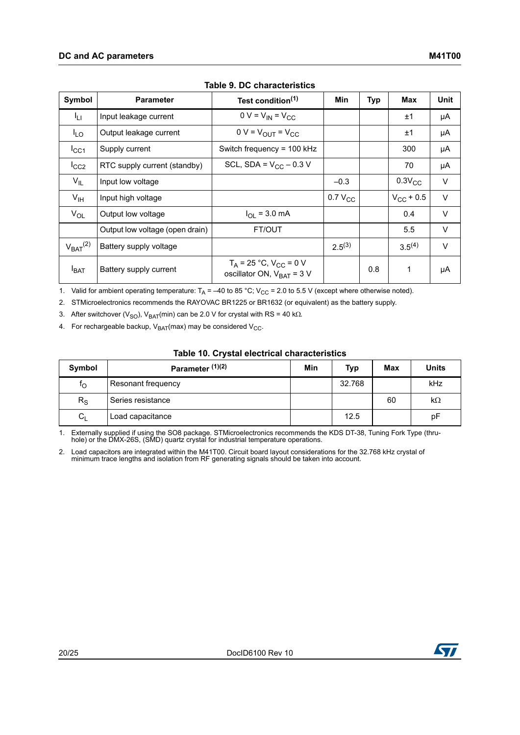**Table 9. DC characteristics**

| Symbol | Parameter | Test condition[1] | Min | Typ | Max | Unit |
|---|---|---|---|---|---|---|
| $I_{LI}$ | Input leakage current | $0 V = V_{IN} = V_{CC}$ | | | ±1 | µA |
| $I_{LO}$ | Output leakage current | $0 V = V_{OUT} = V_{CC}$ | | | ±1 | µA |
| $I_{CC1}$ | Supply current | Switch frequency = 100 kHz | | | 300 | µA |
| $I_{CC2}$ | RTC supply current (standby) | SCL, SDA = $V_{CC} - 0.3$ V | | | 70 | µA |
| $V_{IL}$ | Input low voltage | | –0.3 | | $0.3V_{CC}$ | V |
| $V_{IH}$ | Input high voltage | | 0.7 $V_{CC}$ | | $V_{CC}$ + 0.5 | V |
| $V_{OL}$ | Output low voltage | $I_{OL}$ = 3.0 mA | | | 0.4 | V |
| | Output low voltage (open drain) | FT/OUT | | | 5.5 | V |
| $V_{BAT}$[2] | Battery supply voltage | | 2.5[3] | | 3.5[4] | V |
| $I_{BAT}$ | Battery supply current | $T_A$ = 25 °C, $V_{CC}$ = 0 V oscillator ON, $V_{BAT}$ = 3 V | | 0.8 | 1 | µA |

1. Valid for ambient operating temperature: $T_A$ = –40 to 85 °C; $V_{CC}$ = 2.0 to 5.5 V (except where otherwise noted).
2. STMicroelectronics recommends the RAYOVAC BR1225 or BR1632 (or equivalent) as the battery supply.
3. After switchover ($V_{SO}$), $V_{BAT}$(min) can be 2.0 V for crystal with RS = 40 kΩ.
4. For rechargeable backup, $V_{BAT}$(max) may be considered $V_{CC}$.

**Table 10. Crystal electrical characteristics**

| Symbol | Parameter [1][2] | Min | Typ | Max | Units |
|---|---|---|---|---|---|
| $f_O$ | Resonant frequency | | 32.768 | | kHz |
| $R_S$ | Series resistance | | | 60 | kΩ |
| $C_L$ | Load capacitance | | 12.5 | | pF |

1. Externally supplied if using the SO8 package. STMicroelectronics recommends the KDS DT-38, Tuning Fork Type (thru-hole) or the DMX-26S, (SMD) quartz crystal for industrial temperature operations.
2. Load capacitors are integrated within the M41T00. Circuit board layout considerations for the 32.768 kHz crystal of minimum trace lengths and isolation from RF generating signals should be taken into account.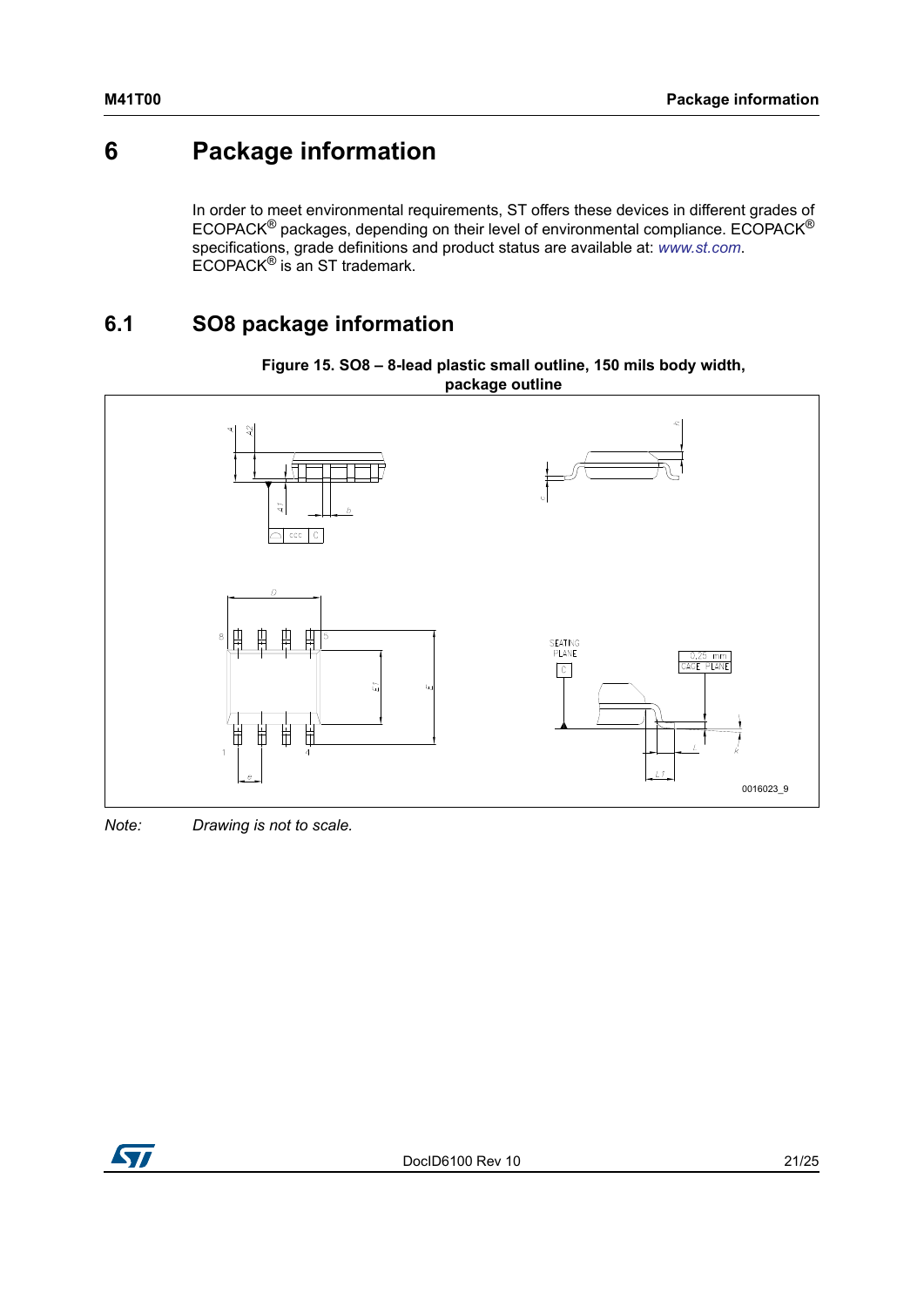# 6 Package information

In order to meet environmental requirements, ST offers these devices in different grades of ECOPACK® packages, depending on their level of environmental compliance. ECOPACK® specifications, grade definitions and product status are available at: *www.st.com*. ECOPACK® is an ST trademark.

## 6.1 SO8 package information

**Figure 15. SO8 – 8-lead plastic small outline, 150 mils body width, package outline**

*Note: Drawing is not to scale.*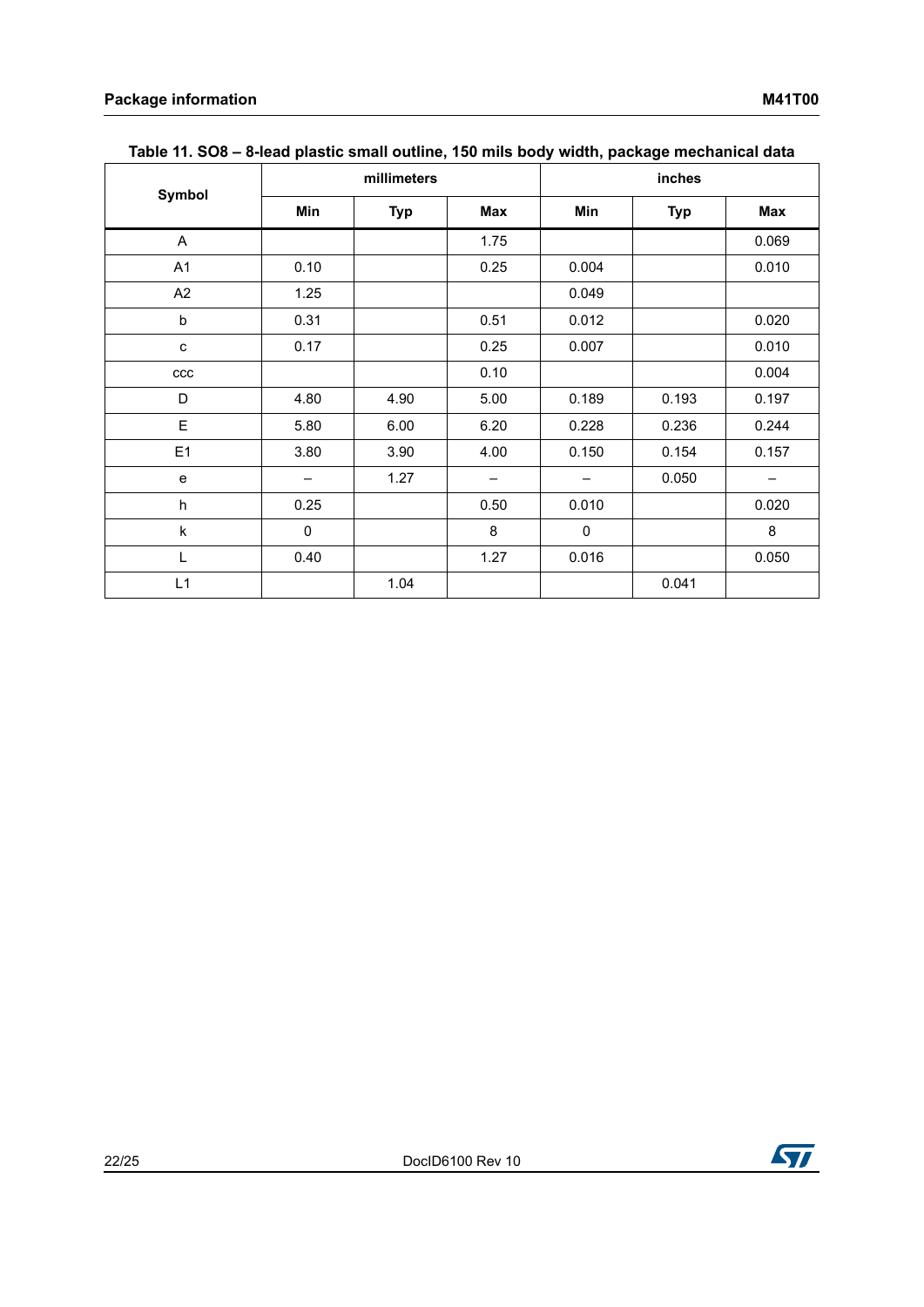**Table 11. SO8 – 8-lead plastic small outline, 150 mils body width, package mechanical data**

| Symbol | millimeters | | | inches | | |
|---|---|---|---|---|---|---|
| | Min | Typ | Max | Min | Typ | Max |
| A | | | 1.75 | | | 0.069 |
| A1 | 0.10 | | 0.25 | 0.004 | | 0.010 |
| A2 | 1.25 | | | 0.049 | | |
| b | 0.31 | | 0.51 | 0.012 | | 0.020 |
| c | 0.17 | | 0.25 | 0.007 | | 0.010 |
| ccc | | | 0.10 | | | 0.004 |
| D | 4.80 | 4.90 | 5.00 | 0.189 | 0.193 | 0.197 |
| E | 5.80 | 6.00 | 6.20 | 0.228 | 0.236 | 0.244 |
| E1 | 3.80 | 3.90 | 4.00 | 0.150 | 0.154 | 0.157 |
| e | – | 1.27 | – | – | 0.050 | – |
| h | 0.25 | | 0.50 | 0.010 | | 0.020 |
| k | 0 | | 8 | 0 | | 8 |
| L | 0.40 | | 1.27 | 0.016 | | 0.050 |
| L1 | | 1.04 | | | 0.041 | |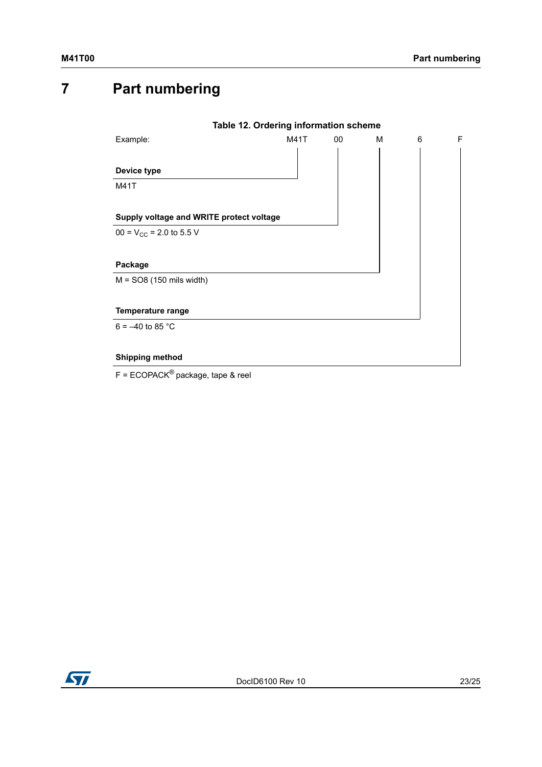# 7 Part numbering

**Table 12. Ordering information scheme**

| Example: | M41T | 00 | M | 6 | F |
|---|---|---|---|---|---|

**Device type**

M41T

**Supply voltage and WRITE protect voltage**

00 = $V_{CC}$ = 2.0 to 5.5 V

**Package**

M = SO8 (150 mils width)

**Temperature range**

6 = –40 to 85 °C

**Shipping method**

F = ECOPACK® package, tape & reel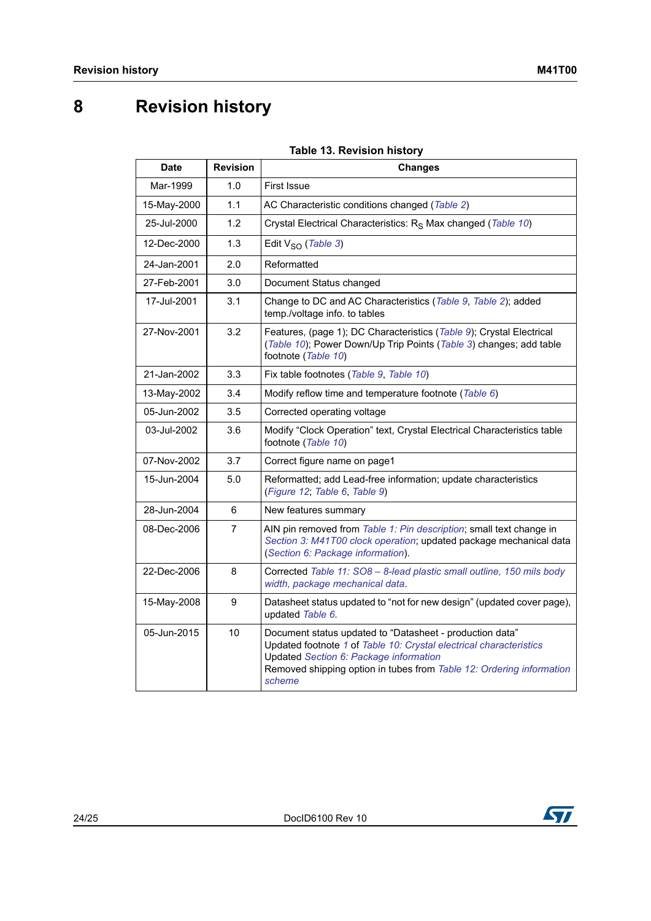# 8 Revision history

**Table 13. Revision history**

| Date | Revision | Changes |
|---|---|---|
| Mar-1999 | 1.0 | First Issue |
| 15-May-2000 | 1.1 | AC Characteristic conditions changed (*Table 2*) |
| 25-Jul-2000 | 1.2 | Crystal Electrical Characteristics: $R_S$ Max changed (*Table 10*) |
| 12-Dec-2000 | 1.3 | Edit $V_{SO}$ (*Table 3*) |
| 24-Jan-2001 | 2.0 | Reformatted |
| 27-Feb-2001 | 3.0 | Document Status changed |
| 17-Jul-2001 | 3.1 | Change to DC and AC Characteristics (*Table 9*, *Table 2*); added temp./voltage info. to tables |
| 27-Nov-2001 | 3.2 | Features, (page 1); DC Characteristics (*Table 9*); Crystal Electrical (*Table 10*); Power Down/Up Trip Points (*Table 3*) changes; add table footnote (*Table 10*) |
| 21-Jan-2002 | 3.3 | Fix table footnotes (*Table 9*, *Table 10*) |
| 13-May-2002 | 3.4 | Modify reflow time and temperature footnote (*Table 6*) |
| 05-Jun-2002 | 3.5 | Corrected operating voltage |
| 03-Jul-2002 | 3.6 | Modify “Clock Operation” text, Crystal Electrical Characteristics table footnote (*Table 10*) |
| 07-Nov-2002 | 3.7 | Correct figure name on page1 |
| 15-Jun-2004 | 5.0 | Reformatted; add Lead-free information; update characteristics (*Figure 12*; *Table 6*, *Table 9*) |
| 28-Jun-2004 | 6 | New features summary |
| 08-Dec-2006 | 7 | AIN pin removed from *Table 1: Pin description*; small text change in *Section 3: M41T00 clock operation*; updated package mechanical data (*Section 6: Package information*). |
| 22-Dec-2006 | 8 | Corrected *Table 11: SO8 – 8-lead plastic small outline, 150 mils body width, package mechanical data*. |
| 15-May-2008 | 9 | Datasheet status updated to “not for new design” (updated cover page), updated *Table 6*. |
| 05-Jun-2015 | 10 | Document status updated to “Datasheet - production data”<br>Updated footnote *1* of *Table 10: Crystal electrical characteristics*<br>Updated *Section 6: Package information*<br>Removed shipping option in tubes from *Table 12: Ordering information scheme* |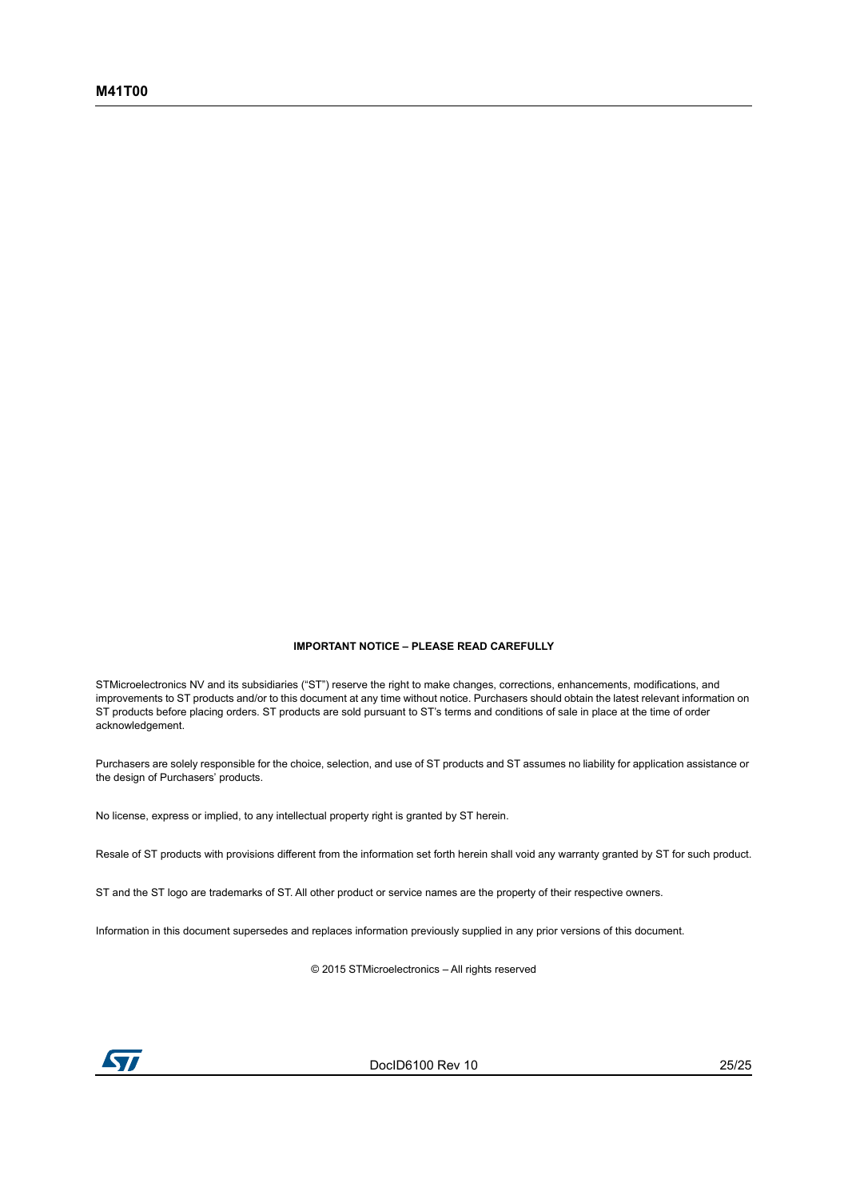**IMPORTANT NOTICE – PLEASE READ CAREFULLY**

STMicroelectronics NV and its subsidiaries ("ST") reserve the right to make changes, corrections, enhancements, modifications, and improvements to ST products and/or to this document at any time without notice. Purchasers should obtain the latest relevant information on ST products before placing orders. ST products are sold pursuant to ST's terms and conditions of sale in place at the time of order acknowledgement.

Purchasers are solely responsible for the choice, selection, and use of ST products and ST assumes no liability for application assistance or the design of Purchasers' products.

No license, express or implied, to any intellectual property right is granted by ST herein.

Resale of ST products with provisions different from the information set forth herein shall void any warranty granted by ST for such product.

ST and the ST logo are trademarks of ST. All other product or service names are the property of their respective owners.

Information in this document supersedes and replaces information previously supplied in any prior versions of this document.

© 2015 STMicroelectronics – All rights reserved